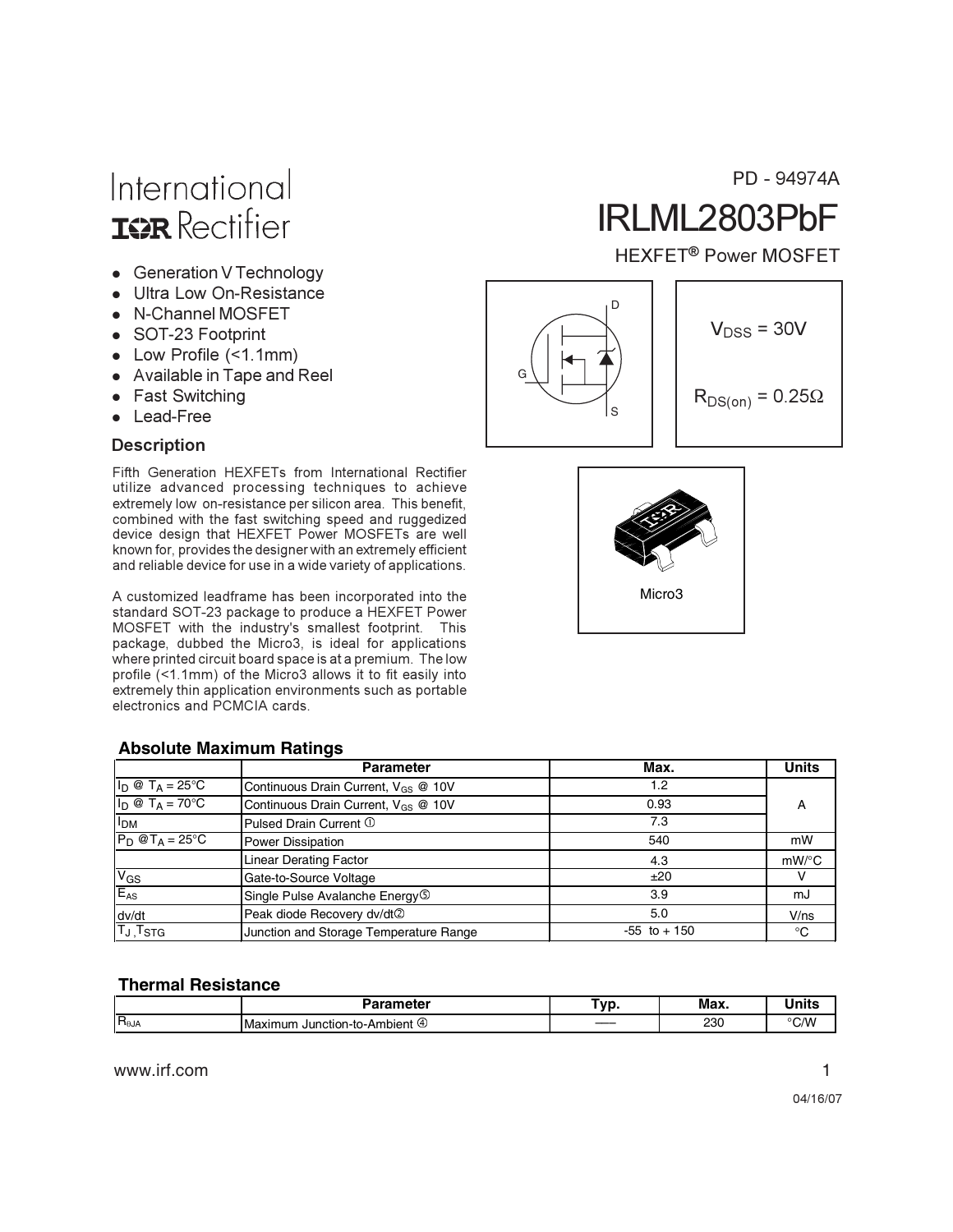International Rectifier

PD - 94974A

# IRLML2803PbF

HEXFET® Power MOSFET

- Generation V Technology
- Ultra Low On-Resistance
- N-Channel MOSFET
- SOT-23 Footprint
- Low Profile (<1.1mm)
- Available in Tape and Reel
- Fast Switching
- Lead-Free

$V_{DSS}$ = 30V

$R_{DS(on)}$ = 0.25Ω

Micro3

## Description

Fifth Generation HEXFETs from International Rectifier utilize advanced processing techniques to achieve extremely low on-resistance per silicon area. This benefit, combined with the fast switching speed and ruggedized device design that HEXFET Power MOSFETs are well known for, provides the designer with an extremely efficient and reliable device for use in a wide variety of applications.

A customized leadframe has been incorporated into the standard SOT-23 package to produce a HEXFET Power MOSFET with the industry's smallest footprint. This package, dubbed the Micro3, is ideal for applications where printed circuit board space is at a premium. The low profile (<1.1mm) of the Micro3 allows it to fit easily into extremely thin application environments such as portable electronics and PCMCIA cards.

## Absolute Maximum Ratings

| | Parameter | Max. | Units |
|---|---|---|---|
| $I_D$ @ $T_A$ = 25°C | Continuous Drain Current, $V_{GS}$ @ 10V | 1.2 | A |
| $I_D$ @ $T_A$ = 70°C | Continuous Drain Current, $V_{GS}$ @ 10V | 0.93 | A |
| $I_{DM}$ | Pulsed Drain Current ① | 7.3 | A |
| $P_D$ @$T_A$ = 25°C | Power Dissipation | 540 | mW |
| | Linear Derating Factor | 4.3 | mW/°C |
| $V_{GS}$ | Gate-to-Source Voltage | ±20 | V |
| $E_{AS}$ | Single Pulse Avalanche Energy⑤ | 3.9 | mJ |
| dv/dt | Peak diode Recovery dv/dt② | 5.0 | V/ns |
| $T_J$ ,$T_{STG}$ | Junction and Storage Temperature Range | -55 to + 150 | °C |

## Thermal Resistance

| | Parameter | Typ. | Max. | Units |
|---|---|---|---|---|
| $R_{θJA}$ | Maximum Junction-to-Ambient ④ | —— | 230 | °C/W |

www.irf.com

04/16/07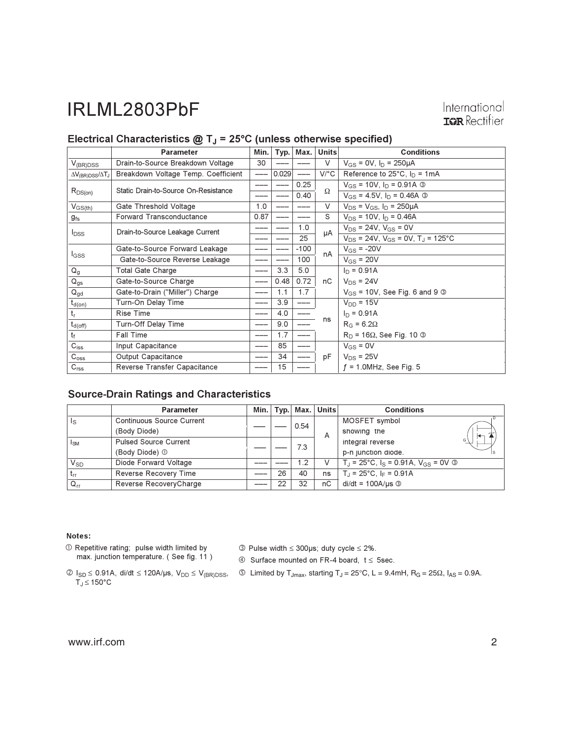## Electrical Characteristics @ $T_J$ = 25°C (unless otherwise specified)

| | Parameter | Min. | Typ. | Max. | Units | Conditions |
|---|---|---|---|---|---|---|
| $V_{(BR)DSS}$ | Drain-to-Source Breakdown Voltage | 30 | ––– | ––– | V | $V_{GS}$ = 0V, $I_D$ = 250µA |
| $\Delta V_{(BR)DSS}/\Delta T_J$ | Breakdown Voltage Temp. Coefficient | ––– | 0.029 | ––– | V/°C | Reference to 25°C, $I_D$ = 1mA |
| $R_{DS(on)}$ | Static Drain-to-Source On-Resistance | ––– | ––– | 0.25 | Ω | $V_{GS}$ = 10V, $I_D$ = 0.91A ③ |
| | | ––– | ––– | 0.40 | | $V_{GS}$ = 4.5V, $I_D$ = 0.46A ③ |
| $V_{GS(th)}$ | Gate Threshold Voltage | 1.0 | ––– | ––– | V | $V_{DS} = V_{GS}$, $I_D$ = 250µA |
| $g_{fs}$ | Forward Transconductance | 0.87 | ––– | ––– | S | $V_{DS}$ = 10V, $I_D$ = 0.46A |
| $I_{DSS}$ | Drain-to-Source Leakage Current | ––– | ––– | 1.0 | µA | $V_{DS}$ = 24V, $V_{GS}$ = 0V |
| | | ––– | ––– | 25 | | $V_{DS}$ = 24V, $V_{GS}$ = 0V, $T_J$ = 125°C |
| $I_{GSS}$ | Gate-to-Source Forward Leakage | ––– | ––– | -100 | nA | $V_{GS}$ = -20V |
| | Gate-to-Source Reverse Leakage | ––– | ––– | 100 | | $V_{GS}$ = 20V |
| $Q_g$ | Total Gate Charge | ––– | 3.3 | 5.0 | nC | $I_D$ = 0.91A |
| $Q_{gs}$ | Gate-to-Source Charge | ––– | 0.48 | 0.72 | | $V_{DS}$ = 24V |
| $Q_{gd}$ | Gate-to-Drain ("Miller") Charge | ––– | 1.1 | 1.7 | | $V_{GS}$ = 10V, See Fig. 6 and 9 ③ |
| $t_{d(on)}$ | Turn-On Delay Time | ––– | 3.9 | ––– | ns | $V_{DD}$ = 15V |
| $t_r$ | Rise Time | ––– | 4.0 | ––– | | $I_D$ = 0.91A |
| $t_{d(off)}$ | Turn-Off Delay Time | ––– | 9.0 | ––– | | $R_G$ = 6.2Ω |
| $t_f$ | Fall Time | ––– | 1.7 | ––– | | $R_D$ = 16Ω, See Fig. 10 ③ |
| $C_{iss}$ | Input Capacitance | ––– | 85 | ––– | pF | $V_{GS}$ = 0V |
| $C_{oss}$ | Output Capacitance | ––– | 34 | ––– | | $V_{DS}$ = 25V |
| $C_{rss}$ | Reverse Transfer Capacitance | ––– | 15 | ––– | | ƒ = 1.0MHz, See Fig. 5 |

## Source-Drain Ratings and Characteristics

| | Parameter | Min. | Typ. | Max. | Units | Conditions |
|---|---|---|---|---|---|---|
| $I_S$ | Continuous Source Current (Body Diode) | ––– | ––– | 0.54 | A | MOSFET symbol showing the integral reverse p-n junction diode. |
| $I_{SM}$ | Pulsed Source Current (Body Diode) ① | ––– | ––– | 7.3 | | |
| $V_{SD}$ | Diode Forward Voltage | ––– | ––– | 1.2 | V | $T_J$ = 25°C, $I_S$ = 0.91A, $V_{GS}$ = 0V ③ |
| $t_{rr}$ | Reverse Recovery Time | ––– | 26 | 40 | ns | $T_J$ = 25°C, $I_F$ = 0.91A |
| $Q_{rr}$ | Reverse RecoveryCharge | ––– | 22 | 32 | nC | di/dt = 100A/µs ③ |

**Notes:**

① Repetitive rating; pulse width limited by max. junction temperature. ( See fig. 11 )

② $I_{SD}$ ≤ 0.91A, di/dt ≤ 120A/µs, $V_{DD} \leq V_{(BR)DSS}$, $T_J$ ≤ 150°C

③ Pulse width ≤ 300µs; duty cycle ≤ 2%.

④ Surface mounted on FR-4 board, t ≤ 5sec.

⑤ Limited by $T_{Jmax}$, starting $T_J$ = 25°C, L = 9.4mH, $R_G$ = 25Ω, $I_{AS}$ = 0.9A.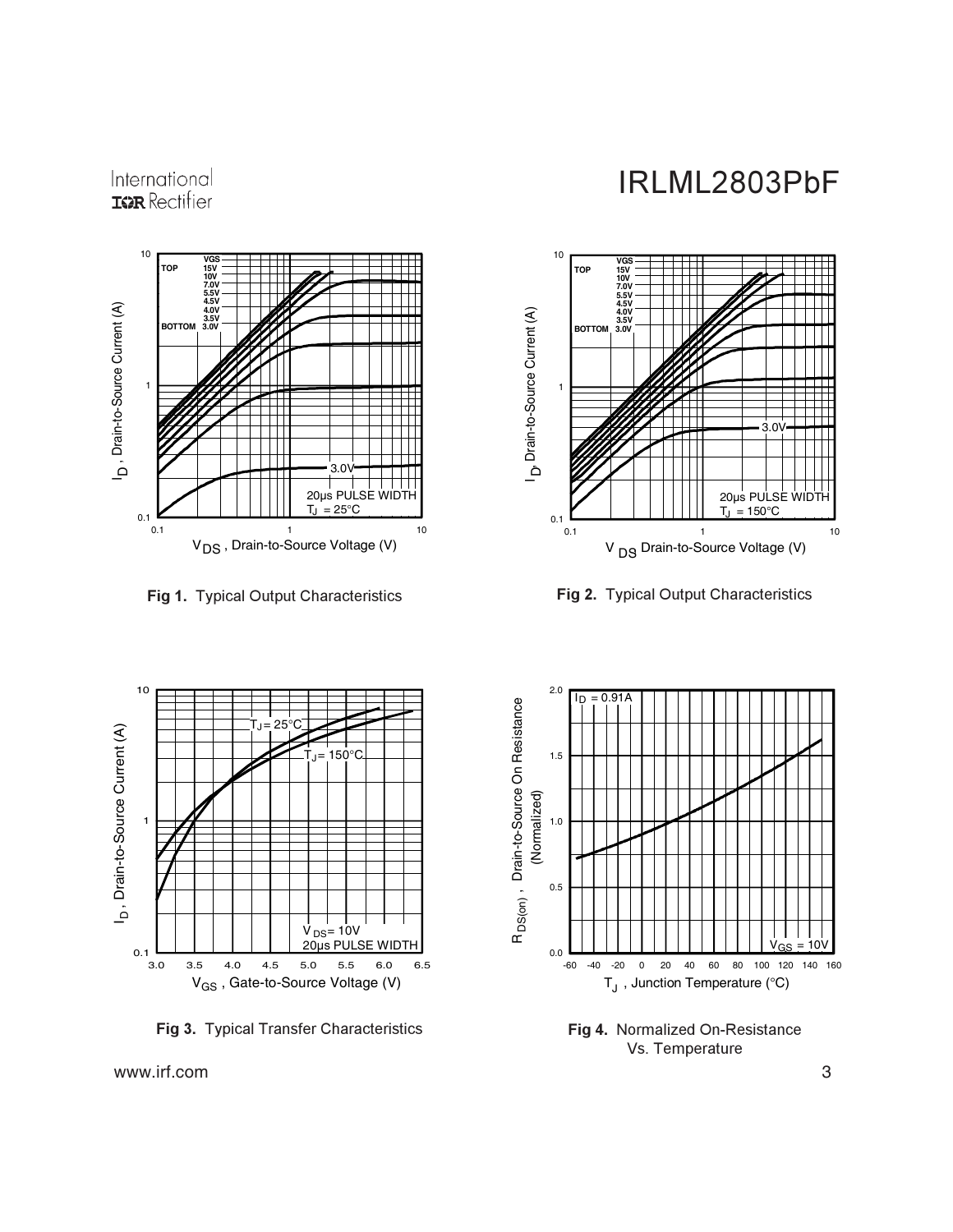Fig 1. Typical Output Characteristics

Fig 2. Typical Output Characteristics

Fig 3. Typical Transfer Characteristics

Fig 4. Normalized On-Resistance Vs. Temperature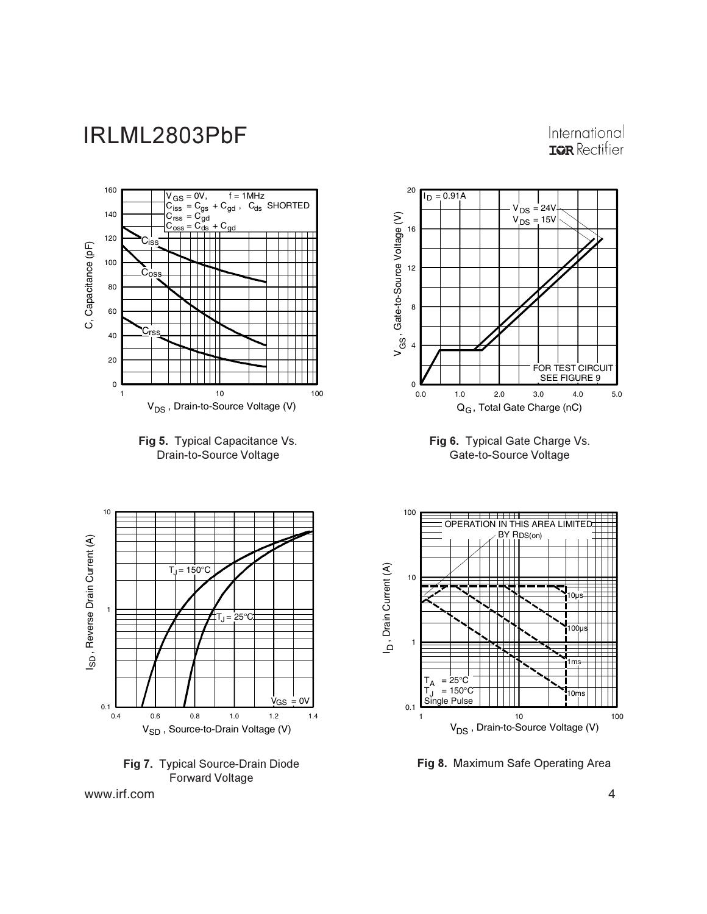Fig 5. Typical Capacitance Vs. Drain-to-Source Voltage

Fig 6. Typical Gate Charge Vs. Gate-to-Source Voltage

Fig 7. Typical Source-Drain Diode Forward Voltage

Fig 8. Maximum Safe Operating Area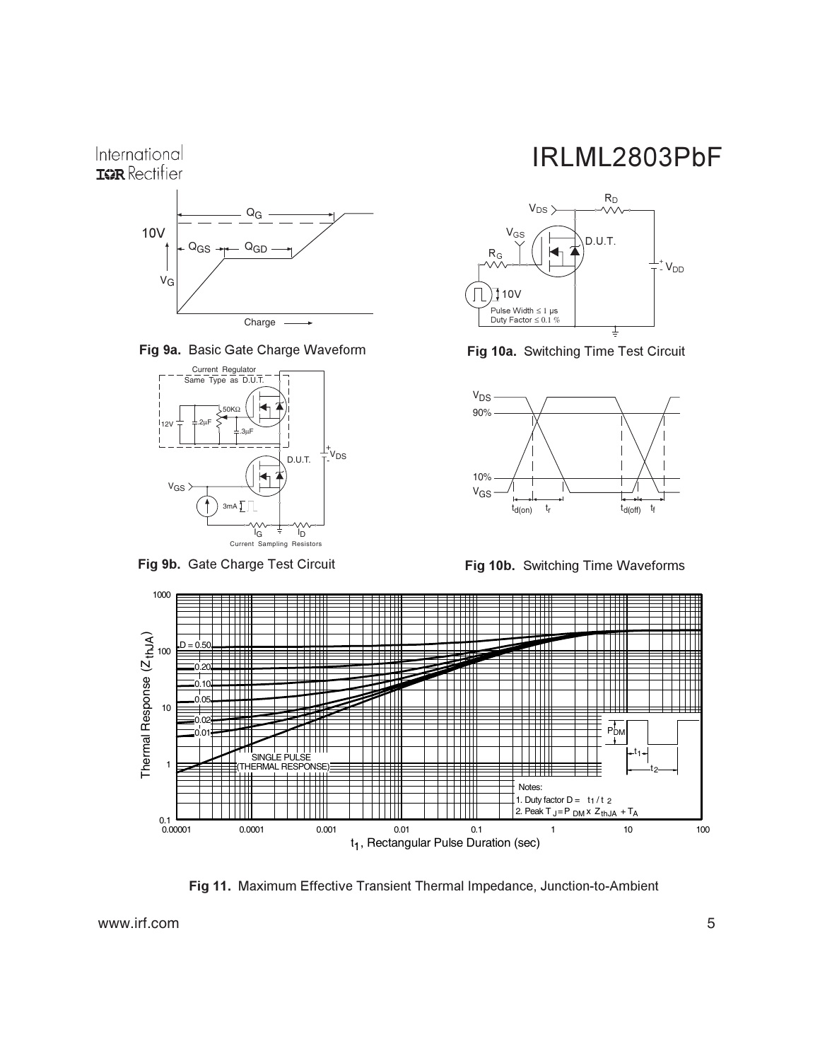**Fig 9a.** Basic Gate Charge Waveform

**Fig 10a.** Switching Time Test Circuit

**Fig 9b.** Gate Charge Test Circuit

**Fig 10b.** Switching Time Waveforms

**Fig 11.** Maximum Effective Transient Thermal Impedance, Junction-to-Ambient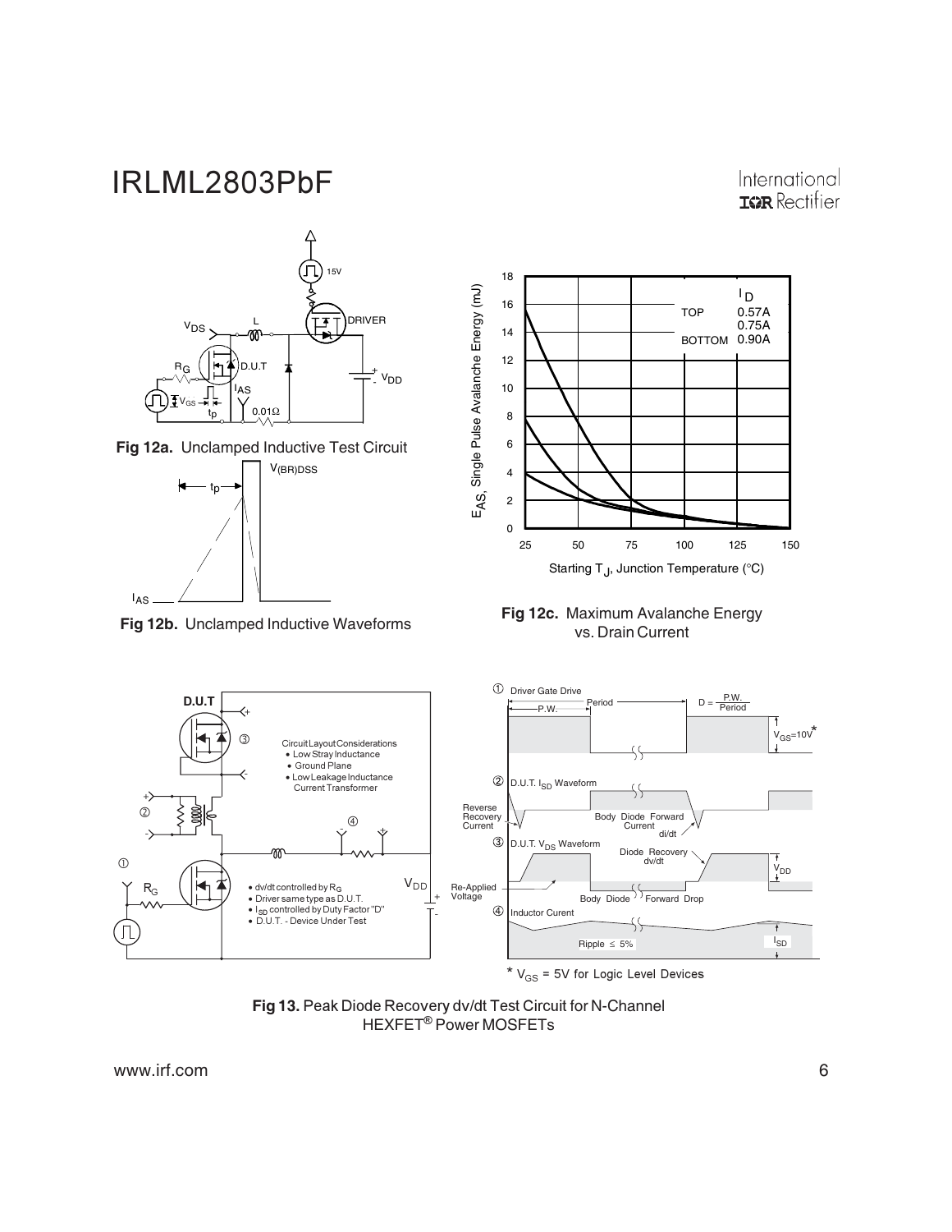Fig 12a. Unclamped Inductive Test Circuit

Fig 12b. Unclamped Inductive Waveforms

Fig 12c. Maximum Avalanche Energy vs. Drain Current

Fig 13. Peak Diode Recovery dv/dt Test Circuit for N-Channel HEXFET® Power MOSFETs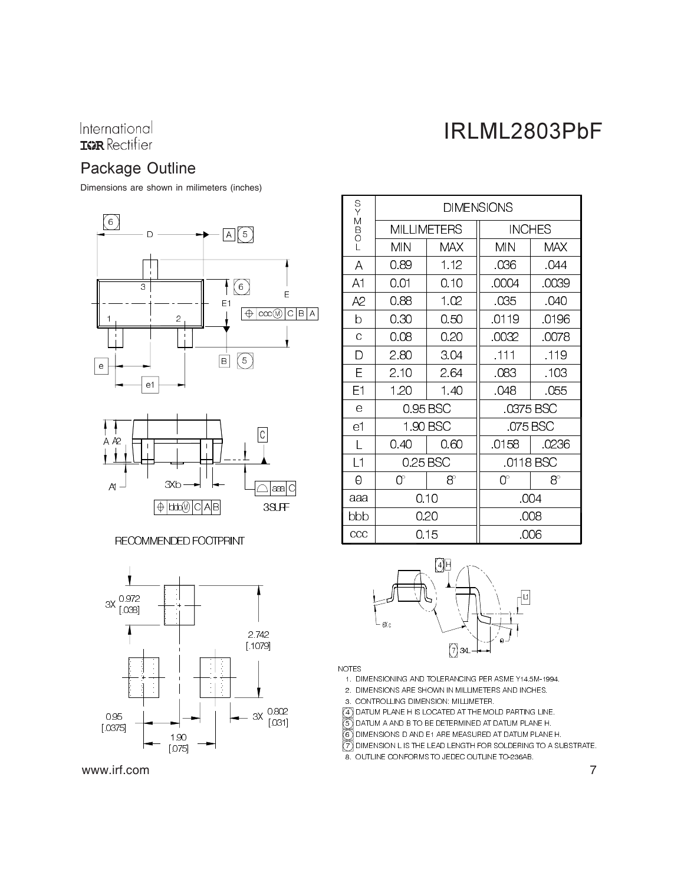## Package Outline

Dimensions are shown in milimeters (inches)

| SYMBOL | DIMENSIONS | | | |
|---|---|---|---|---|
| | MILLIMETERS | | INCHES | |
| | MIN | MAX | MIN | MAX |
| A | 0.89 | 1.12 | .036 | .044 |
| A1 | 0.01 | 0.10 | .0004 | .0039 |
| A2 | 0.88 | 1.02 | .035 | .040 |
| b | 0.30 | 0.50 | .0119 | .0196 |
| c | 0.08 | 0.20 | .0032 | .0078 |
| D | 2.80 | 3.04 | .111 | .119 |
| E | 2.10 | 2.64 | .083 | .103 |
| E1 | 1.20 | 1.40 | .048 | .055 |
| e | 0.95 BSC | | .0375 BSC | |
| e1 | 1.90 BSC | | .075 BSC | |
| L | 0.40 | 0.60 | .0158 | .0236 |
| L1 | 0.25 BSC | | .0118 BSC | |
| θ | 0° | 8° | 0° | 8° |
| aaa | 0.10 | | .004 | |
| bbb | 0.20 | | .008 | |
| ccc | 0.15 | | .006 | |

RECOMMENDED FOOTPRINT

3X 0.972 [.038]

2.742 [.1079]

0.95 [.0375]

1.90 [.075]

3X 0.802 [.031]

NOTES

1. DIMENSIONING AND TOLERANCING PER ASME Y14.5M-1994.
2. DIMENSIONS ARE SHOWN IN MILLIMETERS AND INCHES.
3. CONTROLLING DIMENSION: MILLIMETER.
4. DATUM PLANE H IS LOCATED AT THE MOLD PARTING LINE.
5. DATUM A AND B TO BE DETERMINED AT DATUM PLANE H.
6. DIMENSIONS D AND E1 ARE MEASURED AT DATUM PLANE H.
7. DIMENSION L IS THE LEAD LENGTH FOR SOLDERING TO A SUBSTRATE.
8. OUTLINE CONFORMS TO JEDEC OUTLINE TO-236AB.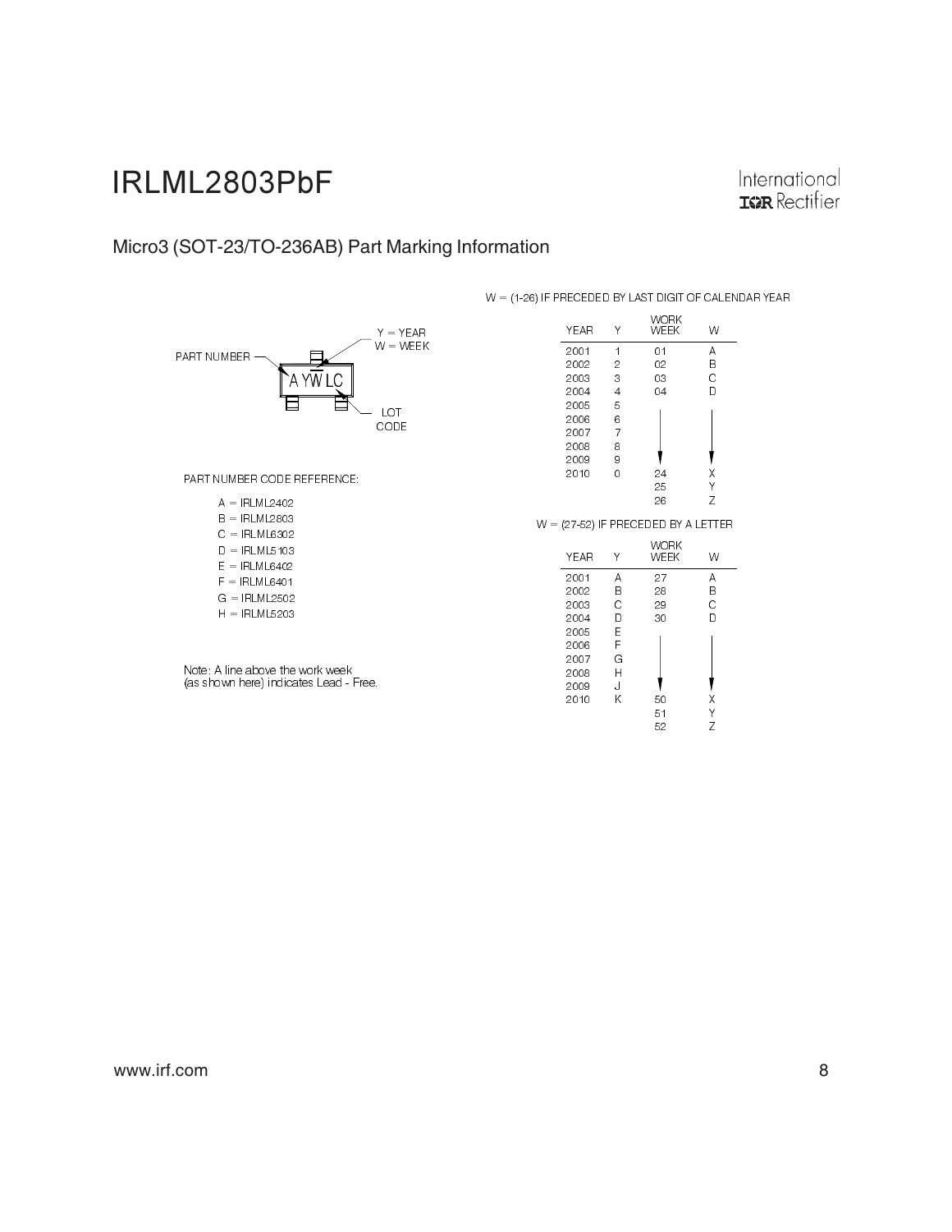## Micro3 (SOT-23/TO-236AB) Part Marking Information

PART NUMBER — A YW LC

Y = YEAR
W = WEEK

LOT CODE

PART NUMBER CODE REFERENCE:

- A = IRLML2402
- B = IRLML2803
- C = IRLML6302
- D = IRLML5103
- E = IRLML6402
- F = IRLML6401
- G = IRLML2502
- H = IRLML5203

Note: A line above the work week (as shown here) indicates Lead - Free.

W = (1-26) IF PRECEDED BY LAST DIGIT OF CALENDAR YEAR

| YEAR | Y | WORK WEEK | W |
|---|---|---|---|
| 2001 | 1 | 01 | A |
| 2002 | 2 | 02 | B |
| 2003 | 3 | 03 | C |
| 2004 | 4 | 04 | D |
| 2005 | 5 | | |
| 2006 | 6 | | |
| 2007 | 7 | | |
| 2008 | 8 | | |
| 2009 | 9 | | |
| 2010 | 0 | 24 | X |
| | | 25 | Y |
| | | 26 | Z |

W = (27-52) IF PRECEDED BY A LETTER

| YEAR | Y | WORK WEEK | W |
|---|---|---|---|
| 2001 | A | 27 | A |
| 2002 | B | 28 | B |
| 2003 | C | 29 | C |
| 2004 | D | 30 | D |
| 2005 | E | | |
| 2006 | F | | |
| 2007 | G | | |
| 2008 | H | | |
| 2009 | J | | |
| 2010 | K | 50 | X |
| | | 51 | Y |
| | | 52 | Z |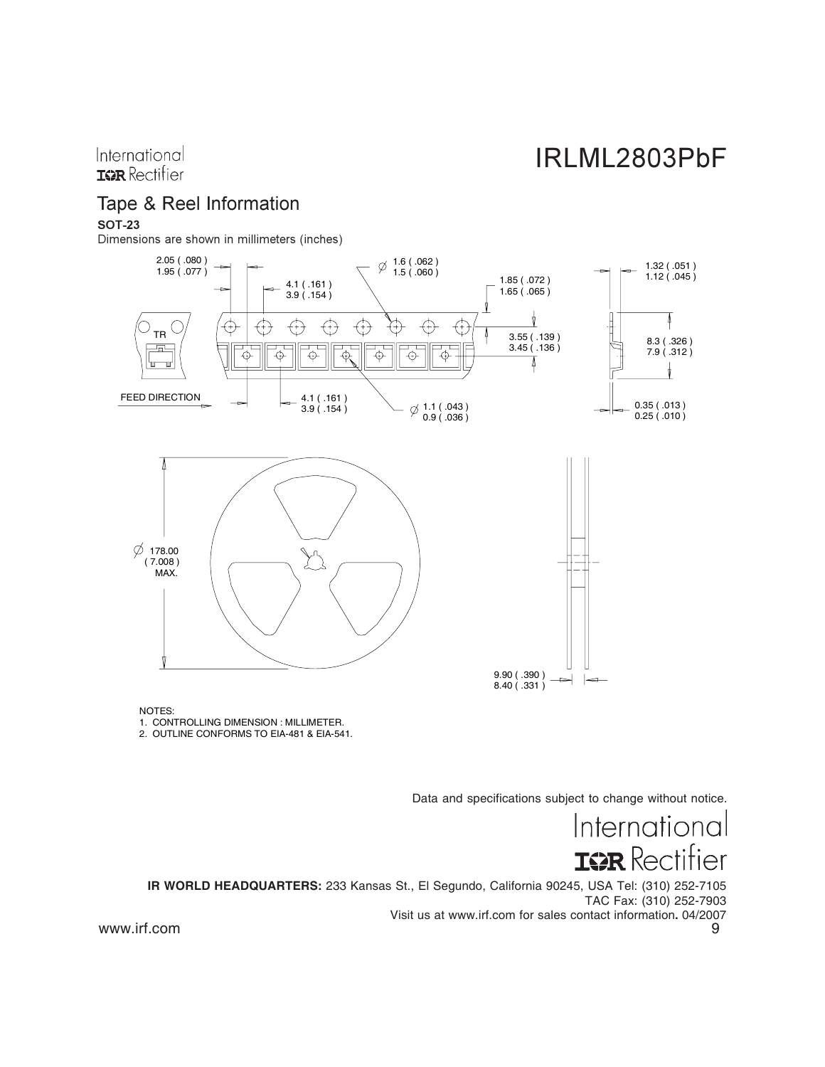## Tape & Reel Information

**SOT-23**

Dimensions are shown in millimeters (inches)

2.05 ( .080 )
1.95 ( .077 )

4.1 ( .161 )
3.9 ( .154 )

1.6 ( .062 )
1.5 ( .060 )

1.85 ( .072 )
1.65 ( .065 )

1.32 ( .051 )
1.12 ( .045 )

TR

3.55 ( .139 )
3.45 ( .136 )

8.3 ( .326 )
7.9 ( .312 )

FEED DIRECTION

4.1 ( .161 )
3.9 ( .154 )

1.1 ( .043 )
0.9 ( .036 )

0.35 ( .013 )
0.25 ( .010 )

178.00
( 7.008 )
MAX.

9.90 ( .390 )
8.40 ( .331 )

NOTES:
1. CONTROLLING DIMENSION : MILLIMETER.
2. OUTLINE CONFORMS TO EIA-481 & EIA-541.

Data and specifications subject to change without notice.

International
IOR Rectifier

**IR WORLD HEADQUARTERS:** 233 Kansas St., El Segundo, California 90245, USA Tel: (310) 252-7105
TAC Fax: (310) 252-7903
Visit us at www.irf.com for sales contact information**.** 04/2007